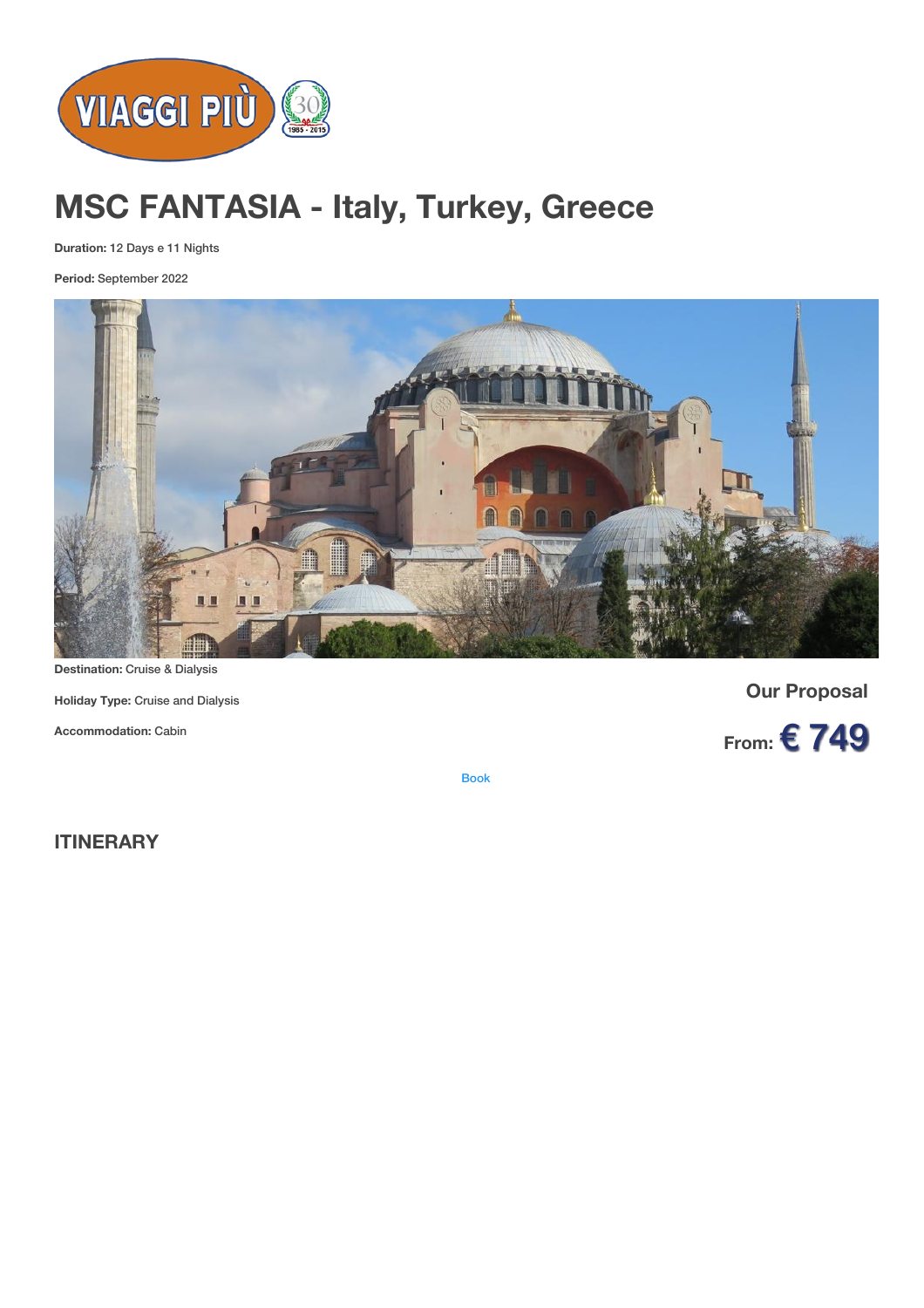# MSC FANTASIA - Italy, Turkey, Greece

**Duration:** 12 Days e 11 Nights

**Period:** September 2022

**Destination:** Cruise & Dialysis

**Holiday Type:** Cruise and Dialysis

**Accommodation:** Cabin

**Our Proposal**

**From: € 749**

Book

## ITINERARY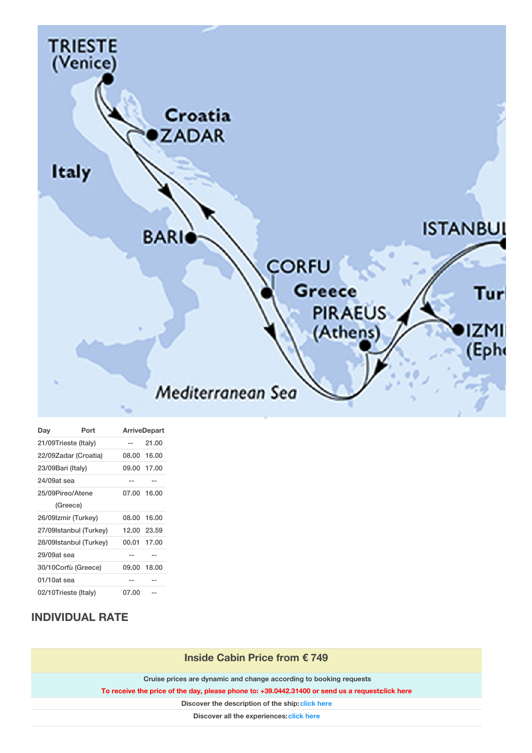| Day | Port | Arrive | Depart |
|---|---|---|---|
| 21/09 | Trieste (Italy) | -- | 21.00 |
| 22/09 | Zadar (Croatia) | 08.00 | 16.00 |
| 23/09 | Bari (Italy) | 09.00 | 17.00 |
| 24/09 | at sea | -- | -- |
| 25/09 | Pireo/Atene (Greece) | 07.00 | 16.00 |
| 26/09 | Izmir (Turkey) | 08.00 | 16.00 |
| 27/09 | Istanbul (Turkey) | 12.00 | 23.59 |
| 28/09 | Istanbul (Turkey) | 00.01 | 17.00 |
| 29/09 | at sea | -- | -- |
| 30/10 | Corfù (Greece) | 09.00 | 18.00 |
| 01/10 | at sea | -- | -- |
| 02/10 | Trieste (Italy) | 07.00 | -- |

## INDIVIDUAL RATE

**Inside Cabin Price from € 749**

**Cruise prices are dynamic and change according to booking requests**

**To receive the price of the day, please phone to: +39.0442.31400 or send us a request:click here**

**Discover the description of the ship:** click here

**Discover all the experiences:** click here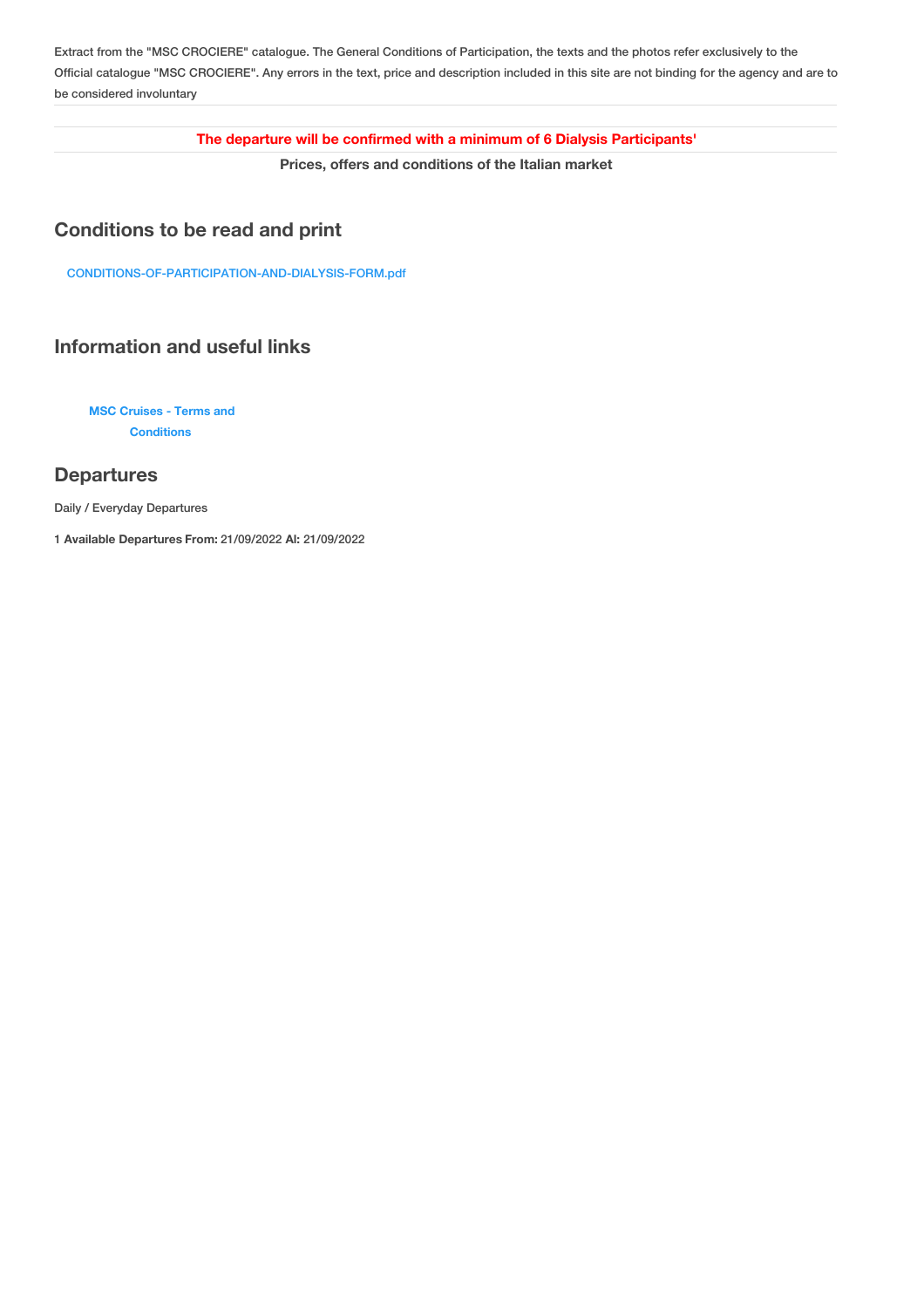Extract from the "MSC CROCIERE" catalogue. The General Conditions of Participation, the texts and the photos refer exclusively to the Official catalogue "MSC CROCIERE". Any errors in the text, price and description included in this site are not binding for the agency and are to be considered involuntary

---

**The departure will be confirmed with a minimum of 6 Dialysis Participants'**

**Prices, offers and conditions of the Italian market**

## Conditions to be read and print

CONDITIONS-OF-PARTICIPATION-AND-DIALYSIS-FORM.pdf

## Information and useful links

**MSC Cruises - Terms and Conditions**

## Departures

Daily / Everyday Departures

**1 Available Departures From:** 21/09/2022 **Al:** 21/09/2022